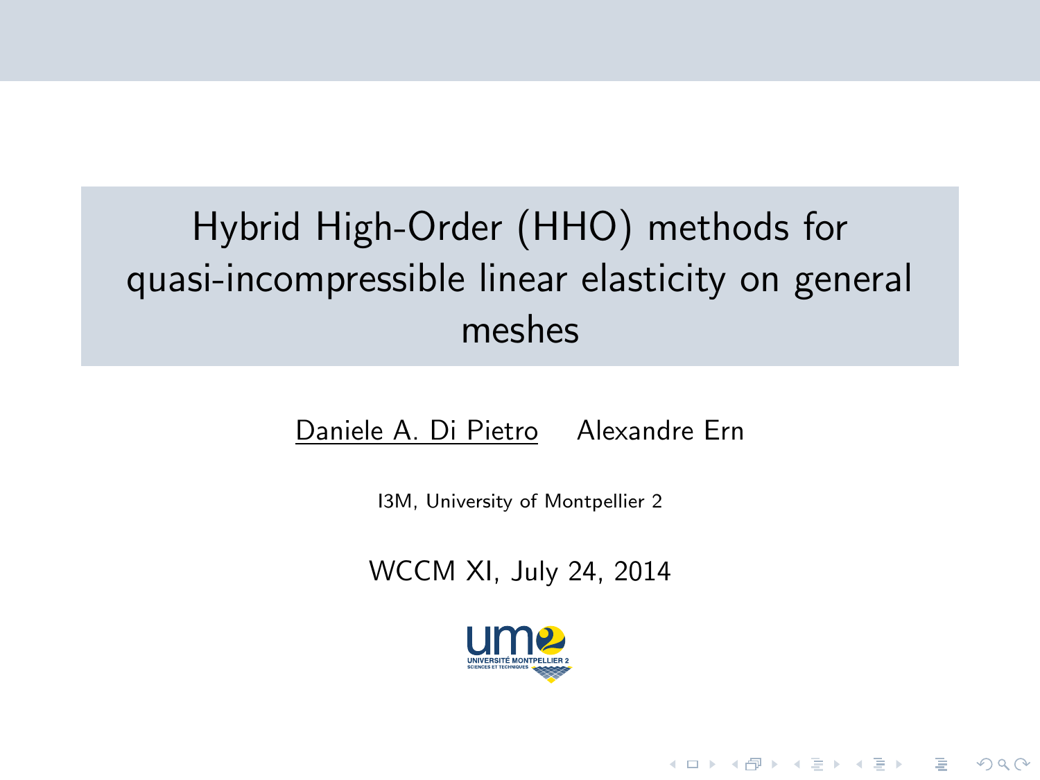# Hybrid High-Order (HHO) methods for quasi-incompressible linear elasticity on general meshes

Daniele A. Di Pietro    Alexandre Ern

I3M, University of Montpellier 2

WCCM XI, July 24, 2014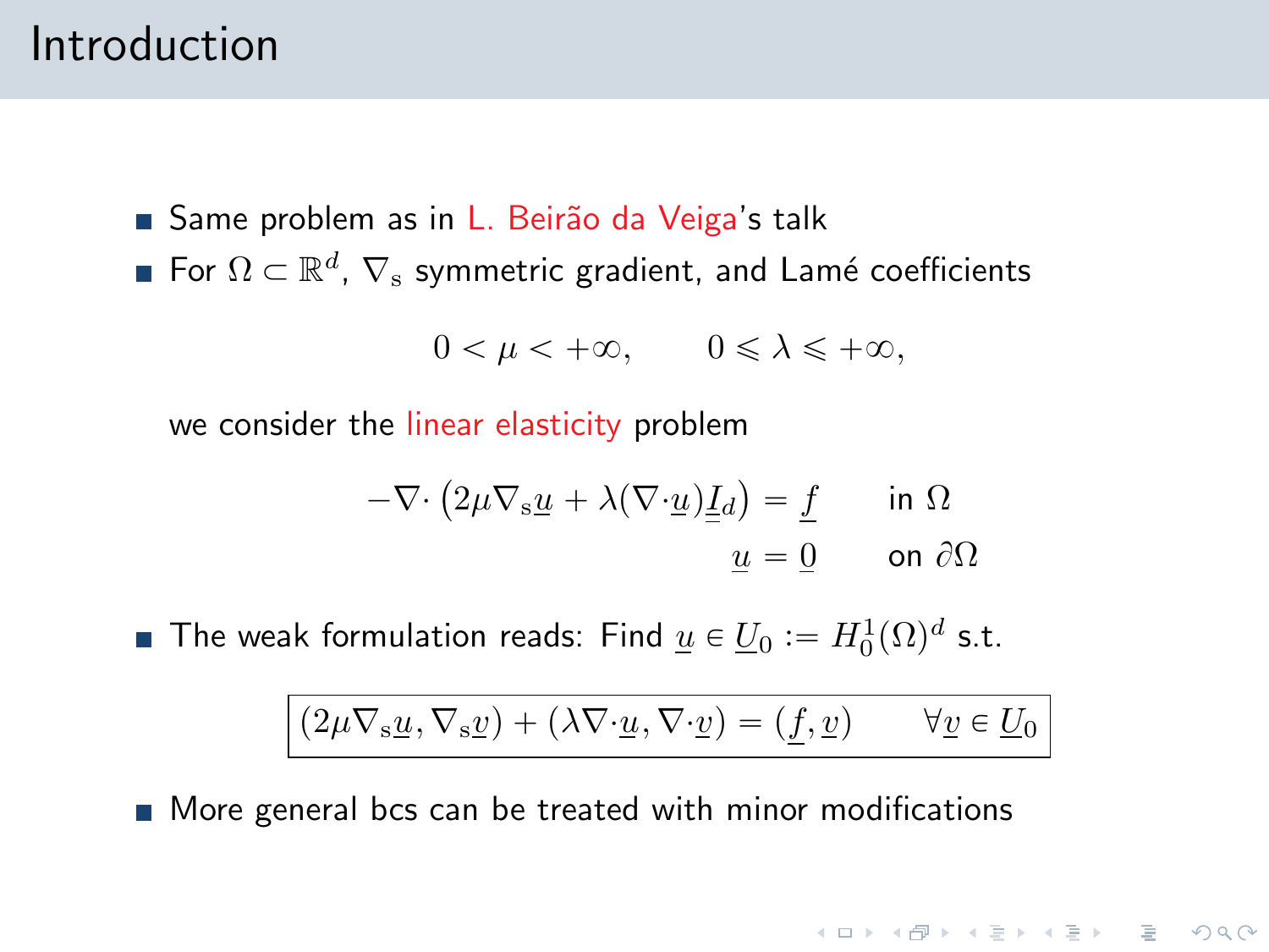# Introduction

- Same problem as in L. Beirão da Veiga's talk
- For $\Omega \subset \mathbb{R}^d$, $\nabla_{\mathrm{s}}$ symmetric gradient, and Lamé coefficients

$$0 < \mu < +\infty, \qquad 0 \leqslant \lambda \leqslant +\infty,$$

  we consider the linear elasticity problem

$$\begin{aligned} -\nabla\cdot\left(2\mu\nabla_{\mathrm{s}}\underline{u} + \lambda(\nabla\cdot\underline{u})\underline{I}_d\right) &= \underline{f} \qquad \text{in } \Omega \\ \underline{u} &= \underline{0} \qquad \text{on } \partial\Omega \end{aligned}$$

- The weak formulation reads: Find $\underline{u} \in \underline{U}_0 := H^1_0(\Omega)^d$ s.t.

$$\boxed{(2\mu\nabla_{\mathrm{s}}\underline{u}, \nabla_{\mathrm{s}}\underline{v}) + (\lambda\nabla\cdot\underline{u}, \nabla\cdot\underline{v}) = (\underline{f}, \underline{v}) \qquad \forall \underline{v} \in \underline{U}_0}$$

- More general bcs can be treated with minor modifications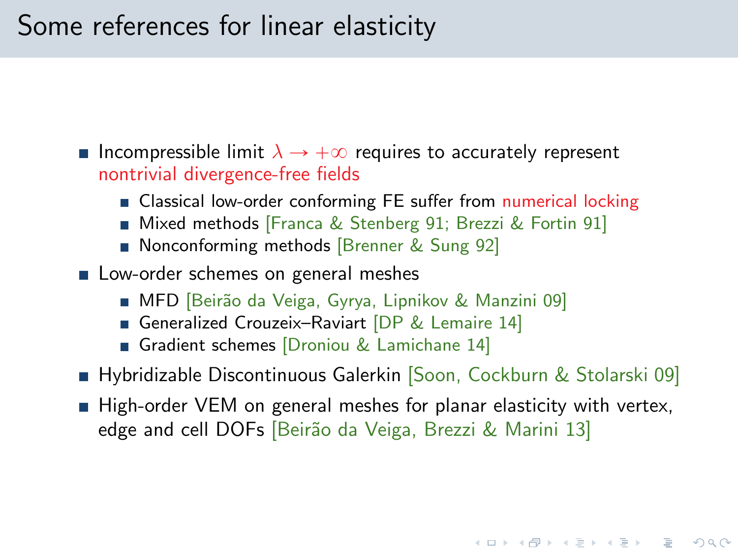# Some references for linear elasticity

- Incompressible limit $\lambda \to +\infty$ requires to accurately represent nontrivial divergence-free fields
  - Classical low-order conforming FE suffer from numerical locking
  - Mixed methods [Franca & Stenberg 91; Brezzi & Fortin 91]
  - Nonconforming methods [Brenner & Sung 92]
- Low-order schemes on general meshes
  - MFD [Beirão da Veiga, Gyrya, Lipnikov & Manzini 09]
  - Generalized Crouzeix–Raviart [DP & Lemaire 14]
  - Gradient schemes [Droniou & Lamichane 14]
- Hybridizable Discontinuous Galerkin [Soon, Cockburn & Stolarski 09]
- High-order VEM on general meshes for planar elasticity with vertex, edge and cell DOFs [Beirão da Veiga, Brezzi & Marini 13]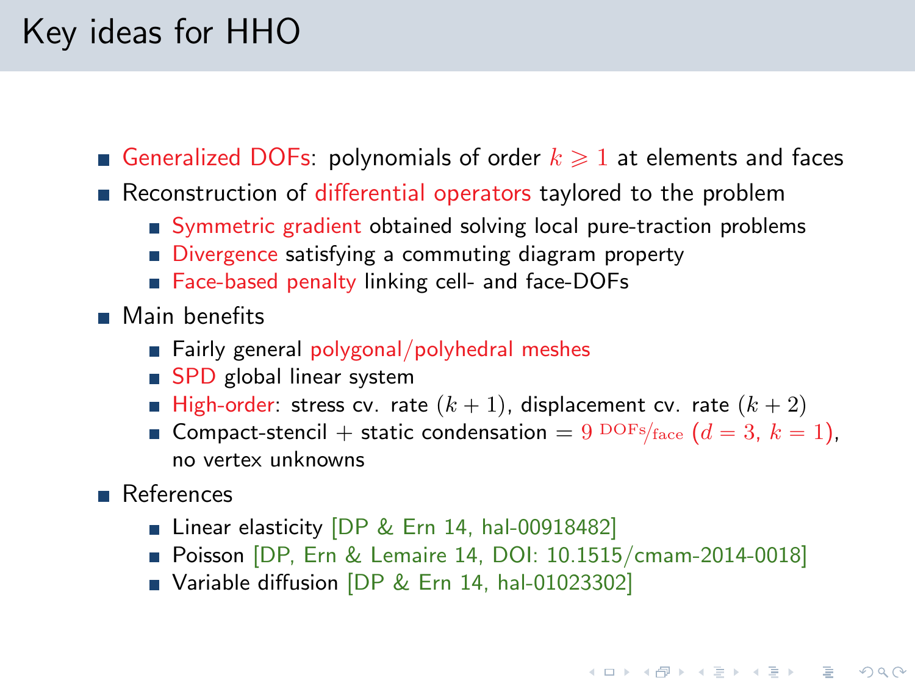# Key ideas for HHO

- Generalized DOFs: polynomials of order $k \geqslant 1$ at elements and faces
- Reconstruction of differential operators taylored to the problem
  - Symmetric gradient obtained solving local pure-traction problems
  - Divergence satisfying a commuting diagram property
  - Face-based penalty linking cell- and face-DOFs
- Main benefits
  - Fairly general polygonal/polyhedral meshes
  - SPD global linear system
  - High-order: stress cv. rate $(k+1)$, displacement cv. rate $(k+2)$
  - Compact-stencil + static condensation = $9\ ^{\text{DOFs}}/_{\text{face}}\ (d=3,\ k=1)$, no vertex unknowns
- References
  - Linear elasticity [DP & Ern 14, hal-00918482]
  - Poisson [DP, Ern & Lemaire 14, DOI: 10.1515/cmam-2014-0018]
  - Variable diffusion [DP & Ern 14, hal-01023302]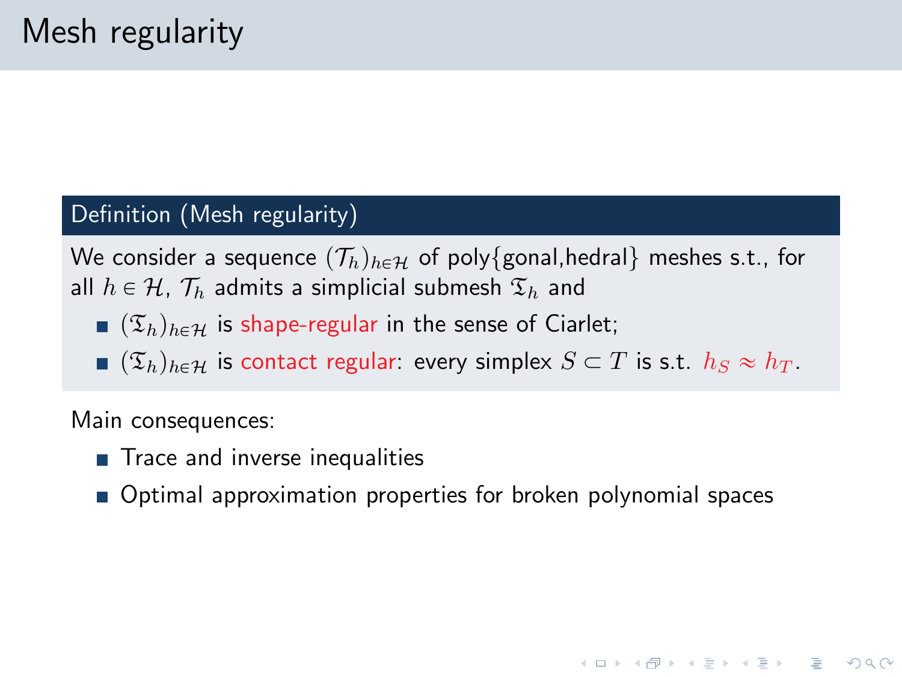# Mesh regularity

**Definition (Mesh regularity)**

We consider a sequence $(\mathcal{T}_h)_{h \in \mathcal{H}}$ of poly{gonal,hedral} meshes s.t., for all $h \in \mathcal{H}$, $\mathcal{T}_h$ admits a simplicial submesh $\mathfrak{T}_h$ and

- $(\mathfrak{T}_h)_{h \in \mathcal{H}}$ is shape-regular in the sense of Ciarlet;
- $(\mathfrak{T}_h)_{h \in \mathcal{H}}$ is contact regular: every simplex $S \subset T$ is s.t. $h_S \approx h_T$.

Main consequences:

- Trace and inverse inequalities
- Optimal approximation properties for broken polynomial spaces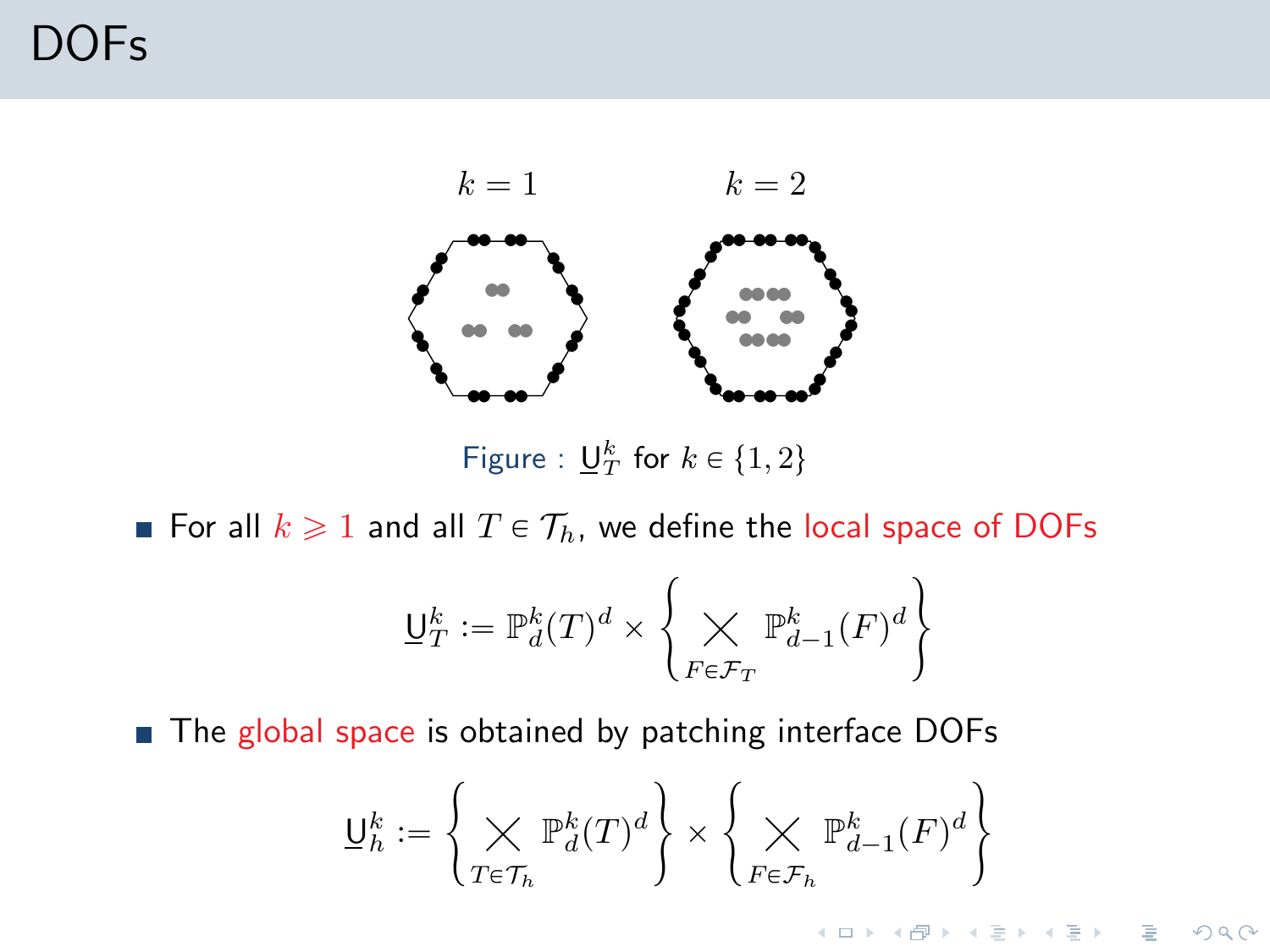# DOFs

$k = 1$ $k = 2$

Figure : $\underline{\mathsf{U}}_T^k$ for $k \in \{1, 2\}$

- For all $k \geqslant 1$ and all $T \in \mathcal{T}_h$, we define the local space of DOFs

$$\underline{\mathsf{U}}_T^k := \mathbb{P}_d^k(T)^d \times \left\{ \bigtimes_{F \in \mathcal{F}_T} \mathbb{P}_{d-1}^k(F)^d \right\}$$

- The global space is obtained by patching interface DOFs

$$\underline{\mathsf{U}}_h^k := \left\{ \bigtimes_{T \in \mathcal{T}_h} \mathbb{P}_d^k(T)^d \right\} \times \left\{ \bigtimes_{F \in \mathcal{F}_h} \mathbb{P}_{d-1}^k(F)^d \right\}$$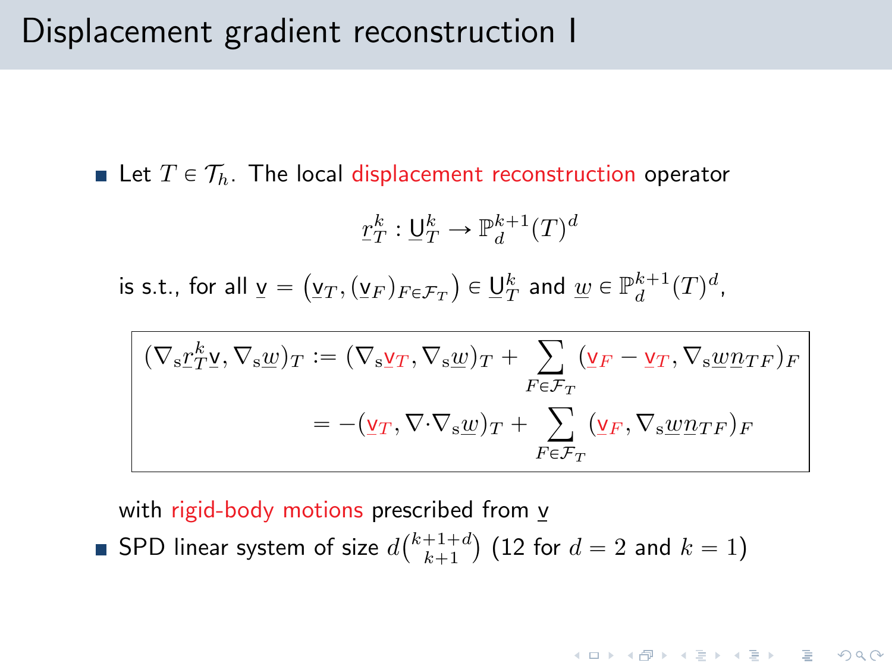# Displacement gradient reconstruction I

- Let $T \in \mathcal{T}_h$. The local displacement reconstruction operator

$$\underline{r}_T^k : \underline{\mathsf{U}}_T^k \to \mathbb{P}_d^{k+1}(T)^d$$

is s.t., for all $\underline{\mathsf{v}} = \left(\underline{\mathsf{v}}_T, (\underline{\mathsf{v}}_F)_{F \in \mathcal{F}_T}\right) \in \underline{\mathsf{U}}_T^k$ and $\underline{w} \in \mathbb{P}_d^{k+1}(T)^d$,

$$\begin{aligned}
(\nabla_{\mathrm{s}} \underline{r}_T^k \underline{\mathsf{v}}, \nabla_{\mathrm{s}} \underline{w})_T &:= (\nabla_{\mathrm{s}} \underline{\mathsf{v}}_T, \nabla_{\mathrm{s}} \underline{w})_T + \sum_{F \in \mathcal{F}_T} (\underline{\mathsf{v}}_F - \underline{\mathsf{v}}_T, \nabla_{\mathrm{s}} \underline{w} \underline{n}_{TF})_F \\
&= -(\underline{\mathsf{v}}_T, \nabla \cdot \nabla_{\mathrm{s}} \underline{w})_T + \sum_{F \in \mathcal{F}_T} (\underline{\mathsf{v}}_F, \nabla_{\mathrm{s}} \underline{w} \underline{n}_{TF})_F
\end{aligned}$$

with rigid-body motions prescribed from $\underline{\mathsf{v}}$

- SPD linear system of size $d\binom{k+1+d}{k+1}$ (12 for $d = 2$ and $k = 1$)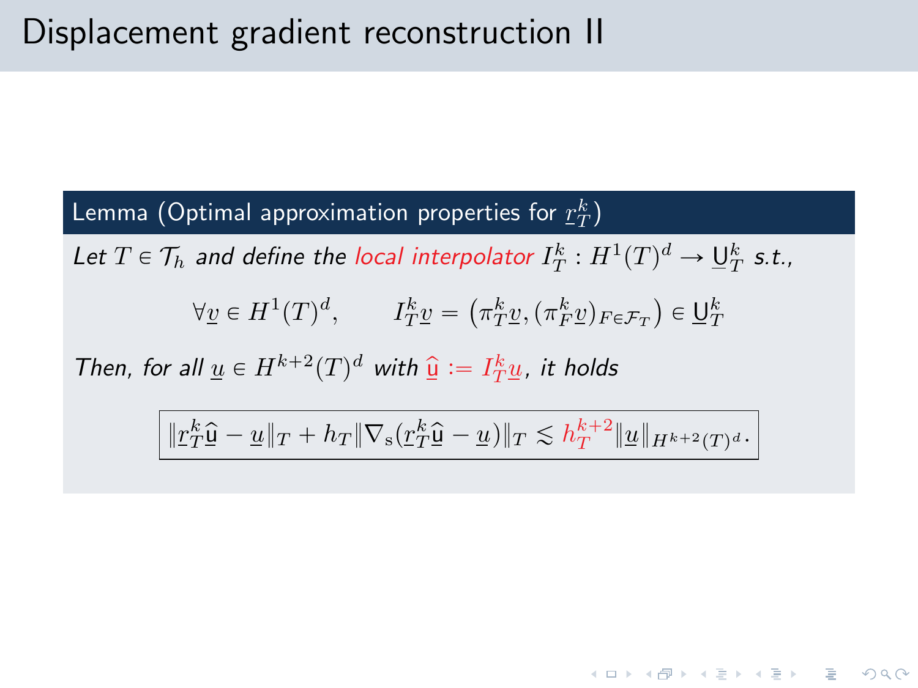# Displacement gradient reconstruction II

**Lemma (Optimal approximation properties for $\underline{r}_T^k$)**

*Let $T \in \mathcal{T}_h$ and define the local interpolator $I_T^k : H^1(T)^d \to \underline{\mathsf{U}}_T^k$ s.t.,*

$$\forall \underline{v} \in H^1(T)^d, \qquad I_T^k \underline{v} = \left(\pi_T^k \underline{v}, (\pi_F^k \underline{v})_{F \in \mathcal{F}_T}\right) \in \underline{\mathsf{U}}_T^k$$

*Then, for all $\underline{u} \in H^{k+2}(T)^d$ with $\widehat{\underline{\mathsf{u}}} := I_T^k \underline{u}$, it holds*

$$\boxed{\|\underline{r}_T^k \widehat{\underline{\mathsf{u}}} - \underline{u}\|_T + h_T \|\nabla_{\mathrm{s}}(\underline{r}_T^k \widehat{\underline{\mathsf{u}}} - \underline{u})\|_T \lesssim h_T^{k+2} \|\underline{u}\|_{H^{k+2}(T)^d}.}$$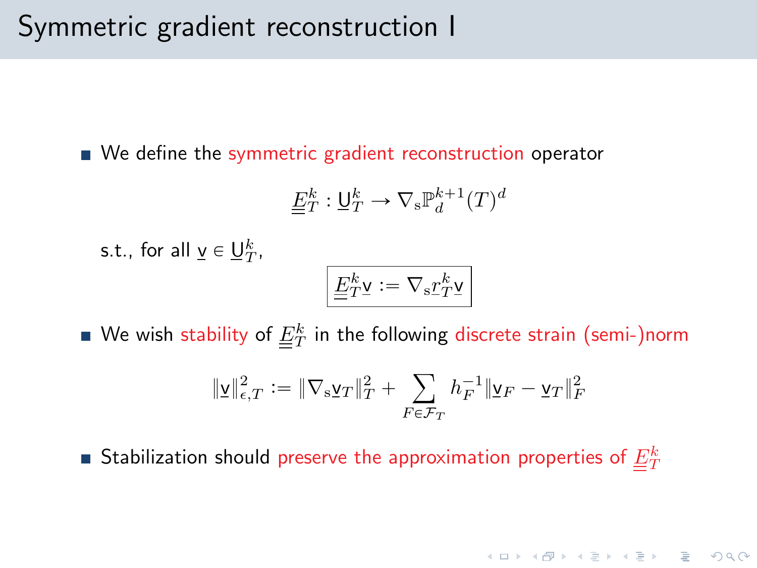# Symmetric gradient reconstruction I

- We define the symmetric gradient reconstruction operator

$$\underline{\underline{E}}_T^k : \underline{\mathsf{U}}_T^k \to \nabla_{\mathrm{s}} \mathbb{P}_d^{k+1}(T)^d$$

s.t., for all $\underline{\mathsf{v}} \in \underline{\mathsf{U}}_T^k$,

$$\boxed{\underline{\underline{E}}_T^k \underline{\mathsf{v}} := \nabla_{\mathrm{s}} r_T^k \underline{\mathsf{v}}}$$

- We wish stability of $\underline{\underline{E}}_T^k$ in the following discrete strain (semi-)norm

$$\|\underline{\mathsf{v}}\|_{\epsilon,T}^2 := \|\nabla_{\mathrm{s}} \underline{\mathsf{v}}_T\|_T^2 + \sum_{F \in \mathcal{F}_T} h_F^{-1} \|\underline{\mathsf{v}}_F - \underline{\mathsf{v}}_T\|_F^2$$

- Stabilization should preserve the approximation properties of $\underline{\underline{E}}_T^k$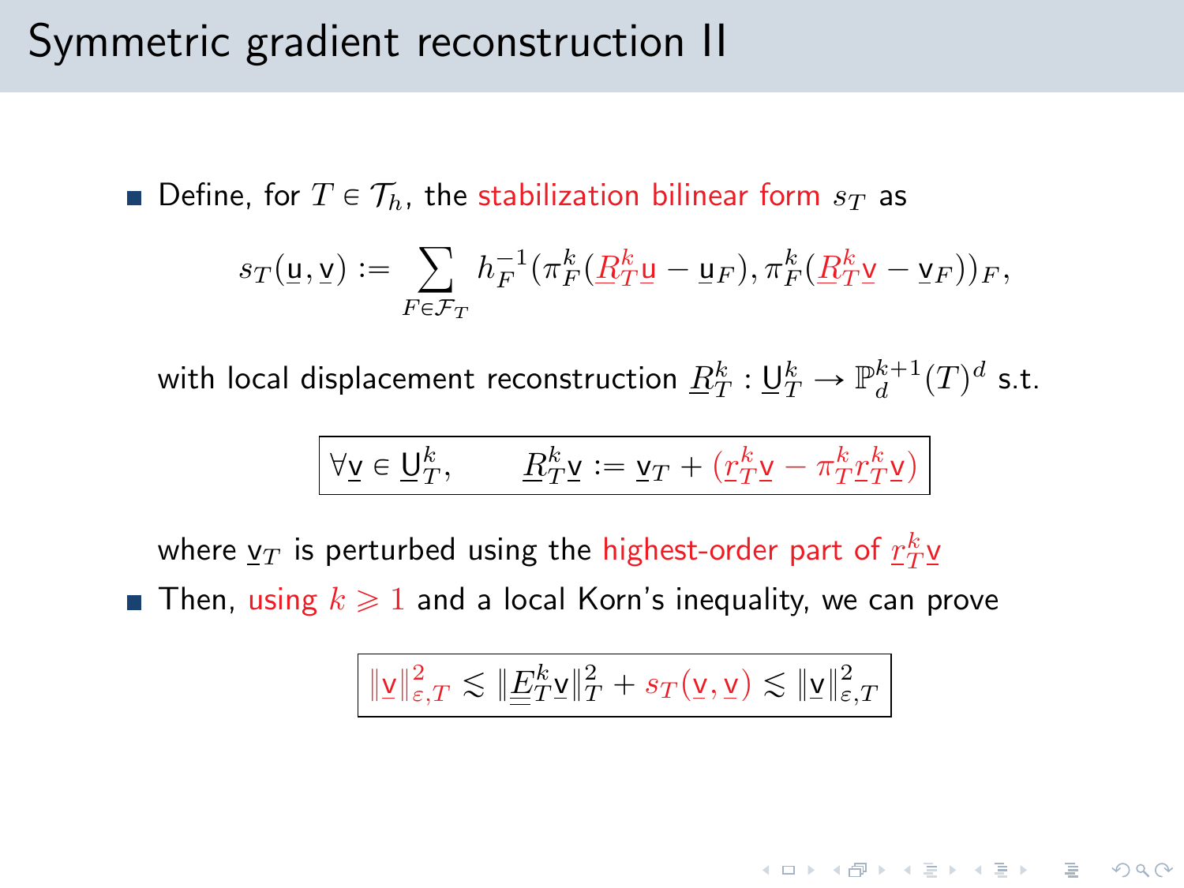# Symmetric gradient reconstruction II

- Define, for $T \in \mathcal{T}_h$, the stabilization bilinear form $s_T$ as

$$s_T(\underline{\mathsf{u}}, \underline{\mathsf{v}}) := \sum_{F \in \mathcal{F}_T} h_F^{-1} (\pi_F^k(\underline{R}_T^k \underline{\mathsf{u}} - \underline{\mathsf{u}}_F), \pi_F^k(\underline{R}_T^k \underline{\mathsf{v}} - \underline{\mathsf{v}}_F))_F,$$

  with local displacement reconstruction $\underline{R}_T^k : \underline{\mathsf{U}}_T^k \to \mathbb{P}_d^{k+1}(T)^d$ s.t.

$$\boxed{\forall \underline{\mathsf{v}} \in \underline{\mathsf{U}}_T^k, \qquad \underline{R}_T^k \underline{\mathsf{v}} := \underline{\mathsf{v}}_T + (\underline{r}_T^k \underline{\mathsf{v}} - \pi_T^k \underline{r}_T^k \underline{\mathsf{v}})}$$

  where $\underline{\mathsf{v}}_T$ is perturbed using the highest-order part of $\underline{r}_T^k \underline{\mathsf{v}}$

- Then, using $k \geqslant 1$ and a local Korn's inequality, we can prove

$$\boxed{\|\underline{\mathsf{v}}\|_{\varepsilon,T}^2 \lesssim \|\underline{\underline{E}}_T^k \underline{\mathsf{v}}\|_T^2 + s_T(\underline{\mathsf{v}}, \underline{\mathsf{v}}) \lesssim \|\underline{\mathsf{v}}\|_{\varepsilon,T}^2}$$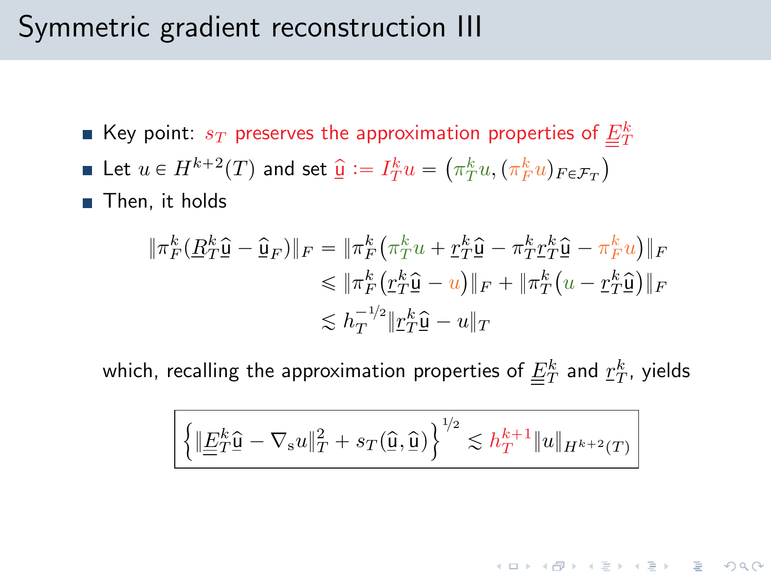# Symmetric gradient reconstruction III

- Key point: $s_T$ preserves the approximation properties of $\underline{\underline{E}}_T^k$
- Let $u \in H^{k+2}(T)$ and set $\underline{\widehat{\mathsf{u}}} := I_T^k u = \left(\pi_T^k u, (\pi_F^k u)_{F \in \mathcal{F}_T}\right)$
- Then, it holds

$$
\begin{aligned}
\|\pi_F^k(\underline{R}_T^k \underline{\widehat{\mathsf{u}}} - \underline{\widehat{\mathsf{u}}}_F)\|_F &= \|\pi_F^k\big(\pi_T^k u + \underline{r}_T^k \underline{\widehat{\mathsf{u}}} - \pi_T^k \underline{r}_T^k \underline{\widehat{\mathsf{u}}} - \pi_F^k u\big)\|_F \\
&\leqslant \|\pi_F^k\big(\underline{r}_T^k \underline{\widehat{\mathsf{u}}} - u\big)\|_F + \|\pi_T^k\big(u - \underline{r}_T^k \underline{\widehat{\mathsf{u}}}\big)\|_F \\
&\lesssim h_T^{-1/2} \|\underline{r}_T^k \underline{\widehat{\mathsf{u}}} - u\|_T
\end{aligned}
$$

which, recalling the approximation properties of $\underline{\underline{E}}_T^k$ and $\underline{r}_T^k$, yields

$$
\left\{ \|\underline{\underline{E}}_T^k \underline{\widehat{\mathsf{u}}} - \nabla_{\mathrm{s}} u\|_T^2 + s_T(\underline{\widehat{\mathsf{u}}}, \underline{\widehat{\mathsf{u}}}) \right\}^{1/2} \lesssim h_T^{k+1} \|u\|_{H^{k+2}(T)}
$$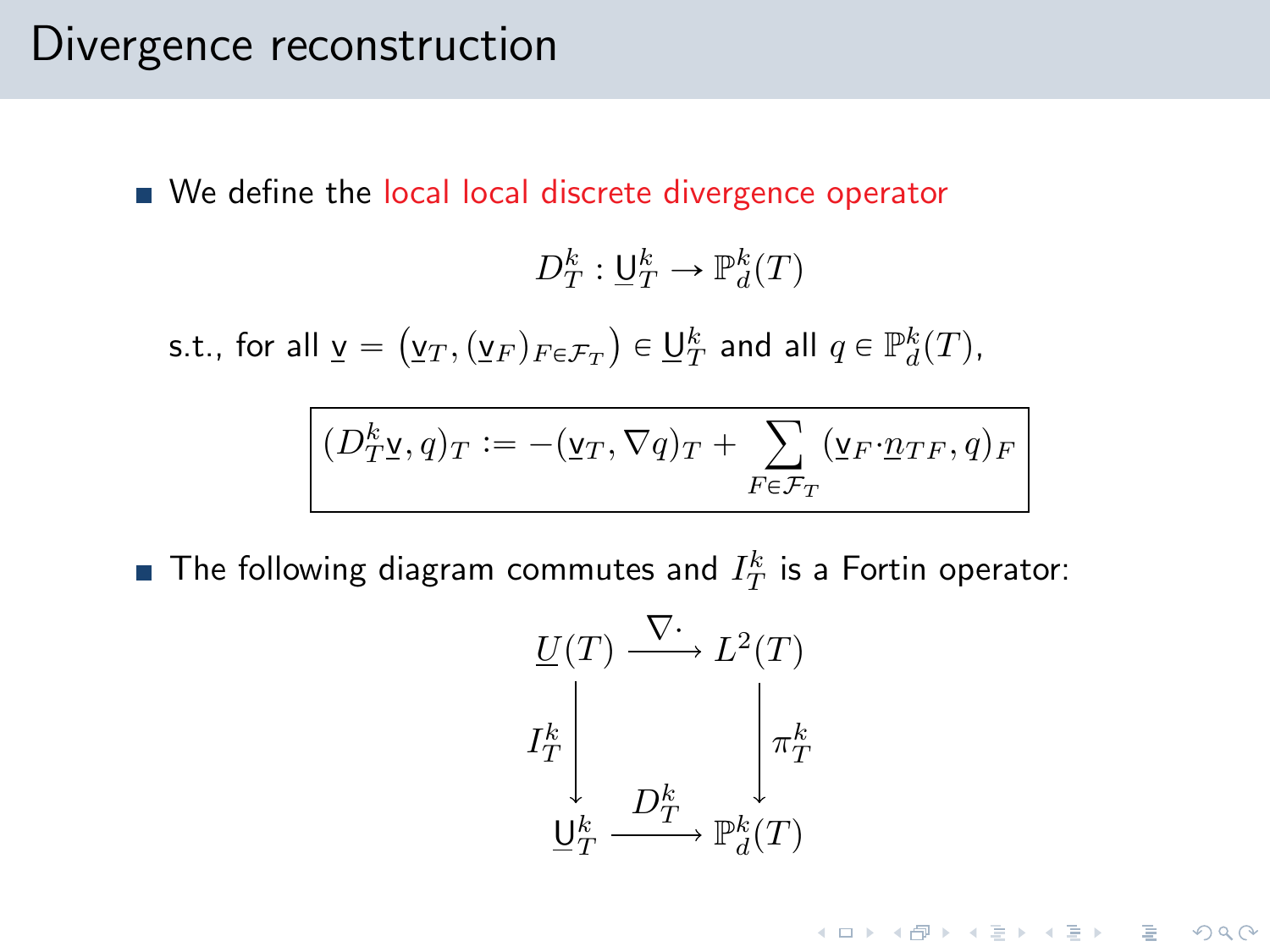# Divergence reconstruction

- We define the local local discrete divergence operator

$$D_T^k : \underline{\mathsf{U}}_T^k \to \mathbb{P}_d^k(T)$$

s.t., for all $\underline{\mathsf{v}} = \left(\underline{\mathsf{v}}_T, (\underline{\mathsf{v}}_F)_{F\in\mathcal{F}_T}\right) \in \underline{\mathsf{U}}_T^k$ and all $q \in \mathbb{P}_d^k(T)$,

$$\boxed{(D_T^k \underline{\mathsf{v}}, q)_T := -(\underline{\mathsf{v}}_T, \nabla q)_T + \sum_{F\in\mathcal{F}_T} (\underline{\mathsf{v}}_F \cdot \underline{n}_{TF}, q)_F}$$

- The following diagram commutes and $I_T^k$ is a Fortin operator:

$$\begin{array}{ccc}
\underline{U}(T) & \xrightarrow{\nabla\cdot} & L^2(T) \\
\Big\downarrow I_T^k & & \Big\downarrow \pi_T^k \\
\underline{\mathsf{U}}_T^k & \xrightarrow{D_T^k} & \mathbb{P}_d^k(T)
\end{array}$$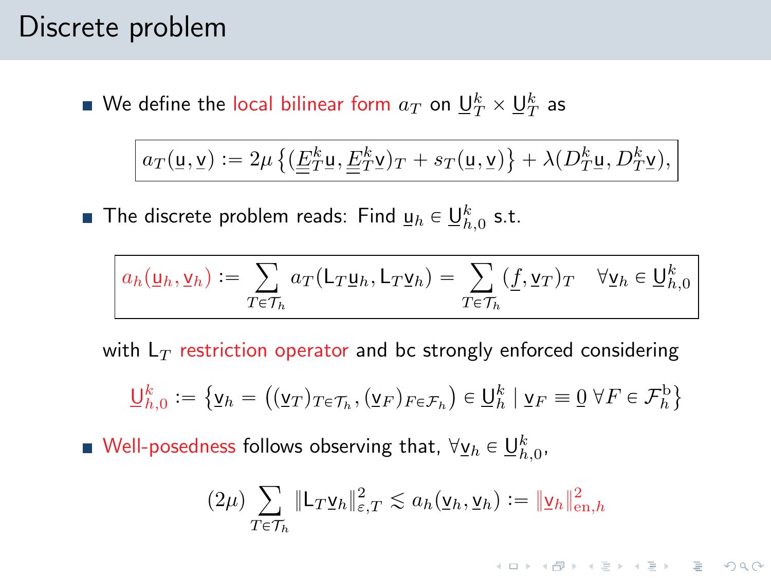# Discrete problem

- We define the local bilinear form $a_T$ on $\underline{\mathsf{U}}_T^k \times \underline{\mathsf{U}}_T^k$ as

$$
\boxed{a_T(\underline{\mathsf{u}}, \underline{\mathsf{v}}) := 2\mu \left\{ (\underline{E}_T^k \underline{\mathsf{u}}, \underline{E}_T^k \underline{\mathsf{v}})_T + s_T(\underline{\mathsf{u}}, \underline{\mathsf{v}}) \right\} + \lambda (D_T^k \underline{\mathsf{u}}, D_T^k \underline{\mathsf{v}}),}
$$

- The discrete problem reads: Find $\underline{\mathsf{u}}_h \in \underline{\mathsf{U}}_{h,0}^k$ s.t.

$$
\boxed{a_h(\underline{\mathsf{u}}_h, \underline{\mathsf{v}}_h) := \sum_{T \in \mathcal{T}_h} a_T(\mathsf{L}_T \underline{\mathsf{u}}_h, \mathsf{L}_T \underline{\mathsf{v}}_h) = \sum_{T \in \mathcal{T}_h} (\underline{f}, \underline{\mathsf{v}}_T)_T \quad \forall \underline{\mathsf{v}}_h \in \underline{\mathsf{U}}_{h,0}^k}
$$

  with $\mathsf{L}_T$ restriction operator and bc strongly enforced considering

$$
\underline{\mathsf{U}}_{h,0}^k := \left\{ \underline{\mathsf{v}}_h = \left( (\underline{\mathsf{v}}_T)_{T \in \mathcal{T}_h}, (\underline{\mathsf{v}}_F)_{F \in \mathcal{F}_h} \right) \in \underline{\mathsf{U}}_h^k \mid \underline{\mathsf{v}}_F \equiv \underline{0} \ \forall F \in \mathcal{F}_h^{\mathrm{b}} \right\}
$$

- Well-posedness follows observing that, $\forall \underline{\mathsf{v}}_h \in \underline{\mathsf{U}}_{h,0}^k$,

$$
(2\mu) \sum_{T \in \mathcal{T}_h} \| \mathsf{L}_T \underline{\mathsf{v}}_h \|_{\varepsilon,T}^2 \lesssim a_h(\underline{\mathsf{v}}_h, \underline{\mathsf{v}}_h) := \| \underline{\mathsf{v}}_h \|_{\mathrm{en},h}^2
$$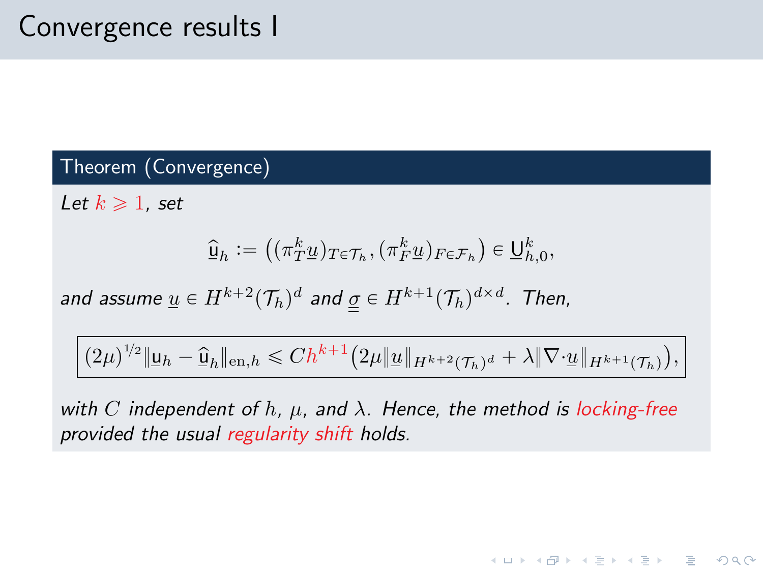# Convergence results I

**Theorem (Convergence)**

*Let $k \geqslant 1$, set*

$$\widehat{\mathsf{u}}_h := \left((\pi_T^k \underline{u})_{T \in \mathcal{T}_h}, (\pi_F^k \underline{u})_{F \in \mathcal{F}_h}\right) \in \underline{\mathsf{U}}_{h,0}^k,$$

*and assume $\underline{u} \in H^{k+2}(\mathcal{T}_h)^d$ and $\underline{\underline{\sigma}} \in H^{k+1}(\mathcal{T}_h)^{d \times d}$. Then,*

$$\boxed{(2\mu)^{1/2} \|\underline{\mathsf{u}}_h - \widehat{\underline{\mathsf{u}}}_h\|_{\mathrm{en},h} \leqslant C h^{k+1} \left(2\mu \|\underline{u}\|_{H^{k+2}(\mathcal{T}_h)^d} + \lambda \|\nabla \cdot \underline{u}\|_{H^{k+1}(\mathcal{T}_h)}\right),}$$

*with $C$ independent of $h$, $\mu$, and $\lambda$. Hence, the method is locking-free provided the usual regularity shift holds.*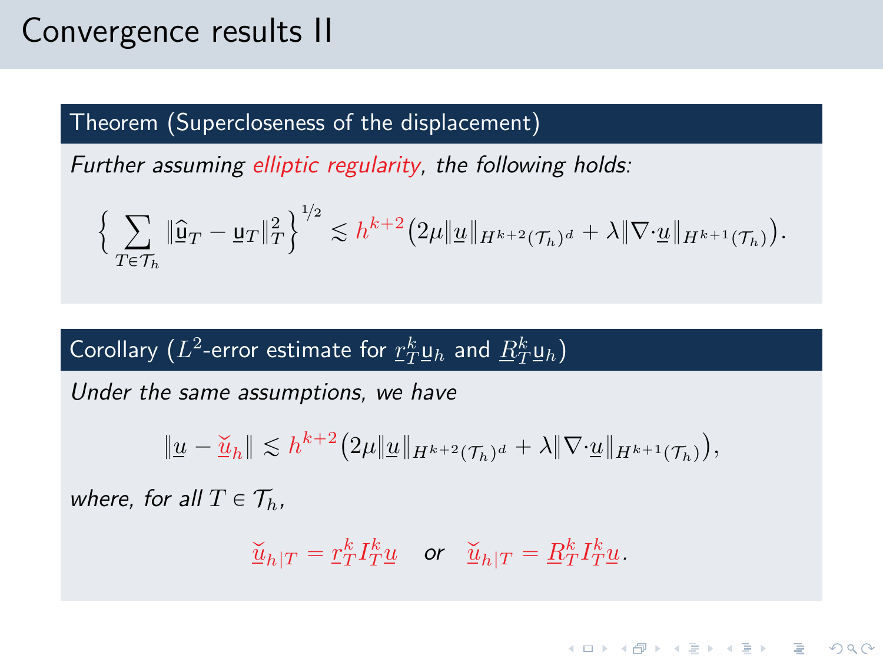# Convergence results II

**Theorem (Supercloseness of the displacement)**

*Further assuming elliptic regularity, the following holds:*

$$\left\{ \sum_{T \in \mathcal{T}_h} \| \widehat{\underline{\mathsf{u}}}_T - \underline{\mathsf{u}}_T \|_T^2 \right\}^{1/2} \lesssim h^{k+2} \big( 2\mu \| \underline{u} \|_{H^{k+2}(\mathcal{T}_h)^d} + \lambda \| \nabla \cdot \underline{u} \|_{H^{k+1}(\mathcal{T}_h)} \big).$$

**Corollary ($L^2$-error estimate for $\underline{r}_T^k \underline{\mathsf{u}}_h$ and $\underline{R}_T^k \underline{\mathsf{u}}_h$)**

*Under the same assumptions, we have*

$$\| \underline{u} - \check{\underline{u}}_h \| \lesssim h^{k+2} \big( 2\mu \| \underline{u} \|_{H^{k+2}(\mathcal{T}_h)^d} + \lambda \| \nabla \cdot \underline{u} \|_{H^{k+1}(\mathcal{T}_h)} \big),$$

*where, for all $T \in \mathcal{T}_h$,*

$$\check{\underline{u}}_{h|T} = \underline{r}_T^k I_T^k \underline{u} \quad \textit{or} \quad \check{\underline{u}}_{h|T} = \underline{R}_T^k I_T^k \underline{u}.$$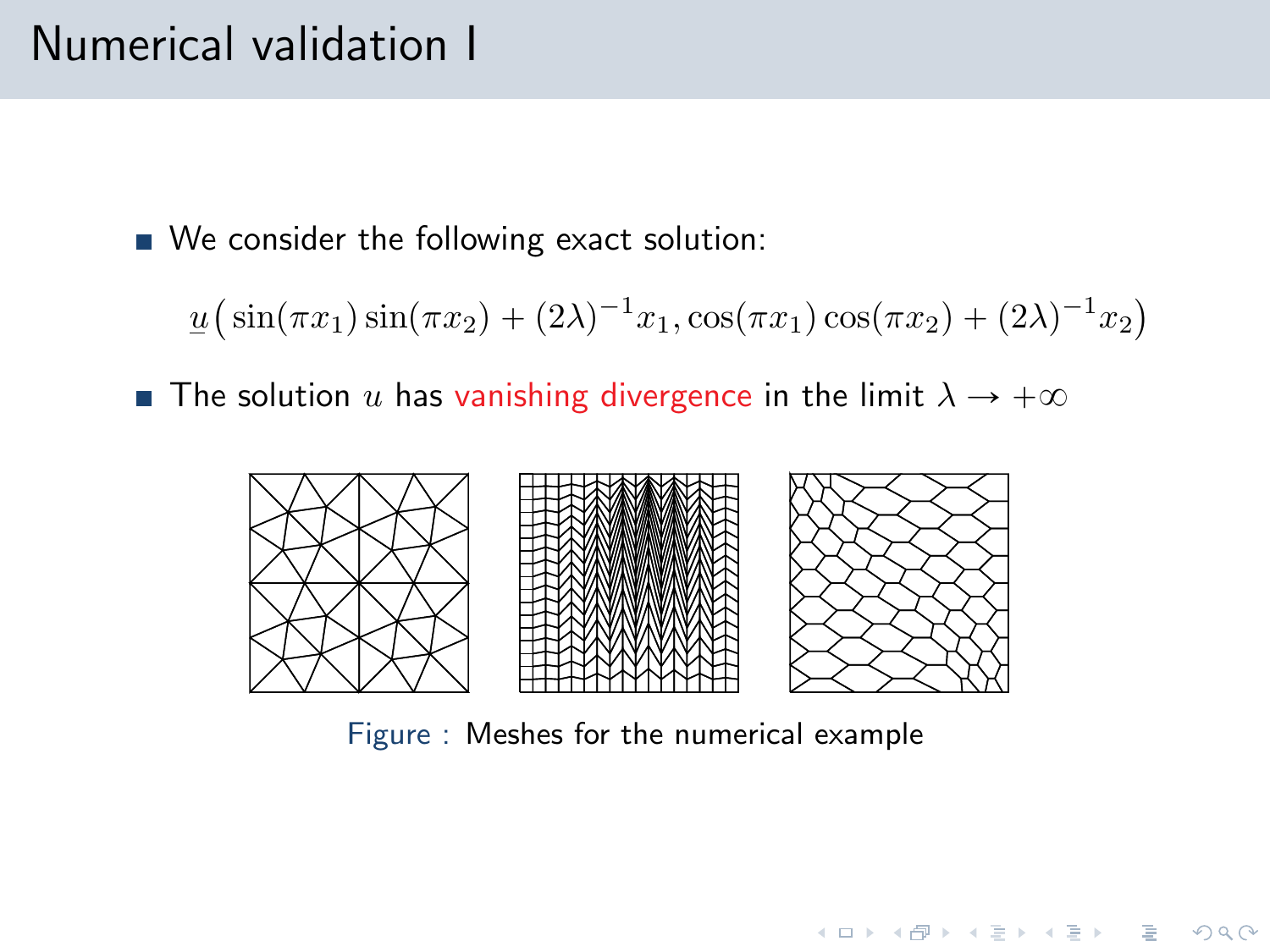# Numerical validation I

- We consider the following exact solution:

$$\underline{u}\big(\sin(\pi x_1)\sin(\pi x_2) + (2\lambda)^{-1}x_1, \cos(\pi x_1)\cos(\pi x_2) + (2\lambda)^{-1}x_2\big)$$

- The solution $u$ has vanishing divergence in the limit $\lambda \to +\infty$

Figure : Meshes for the numerical example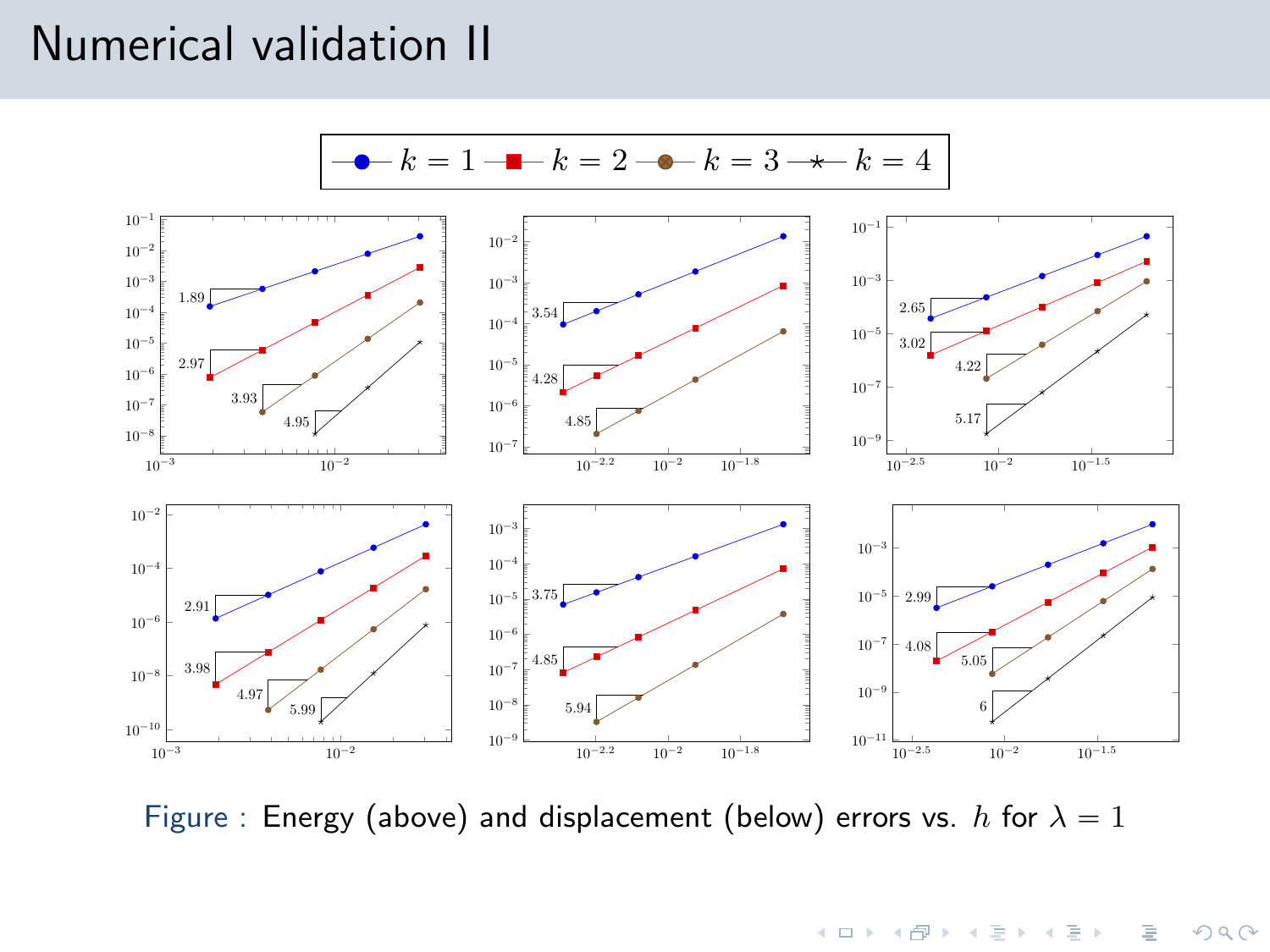# Numerical validation II

Figure : Energy (above) and displacement (below) errors vs. $h$ for $\lambda = 1$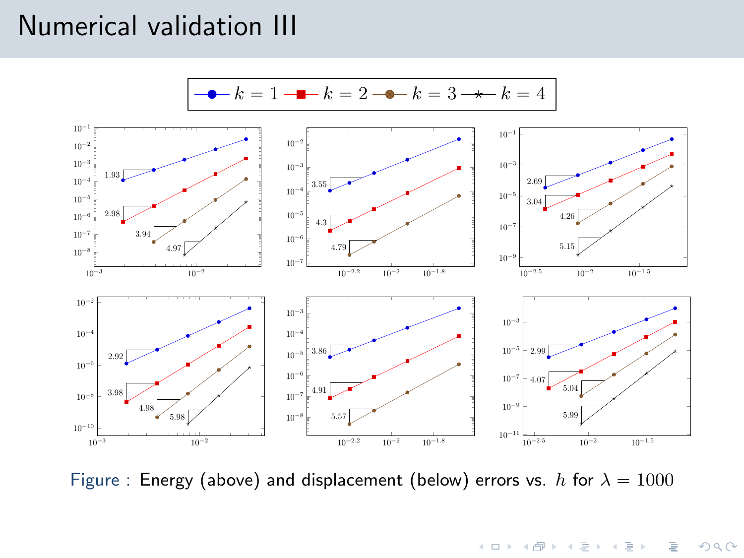# Numerical validation III

Figure : Energy (above) and displacement (below) errors vs. $h$ for $\lambda = 1000$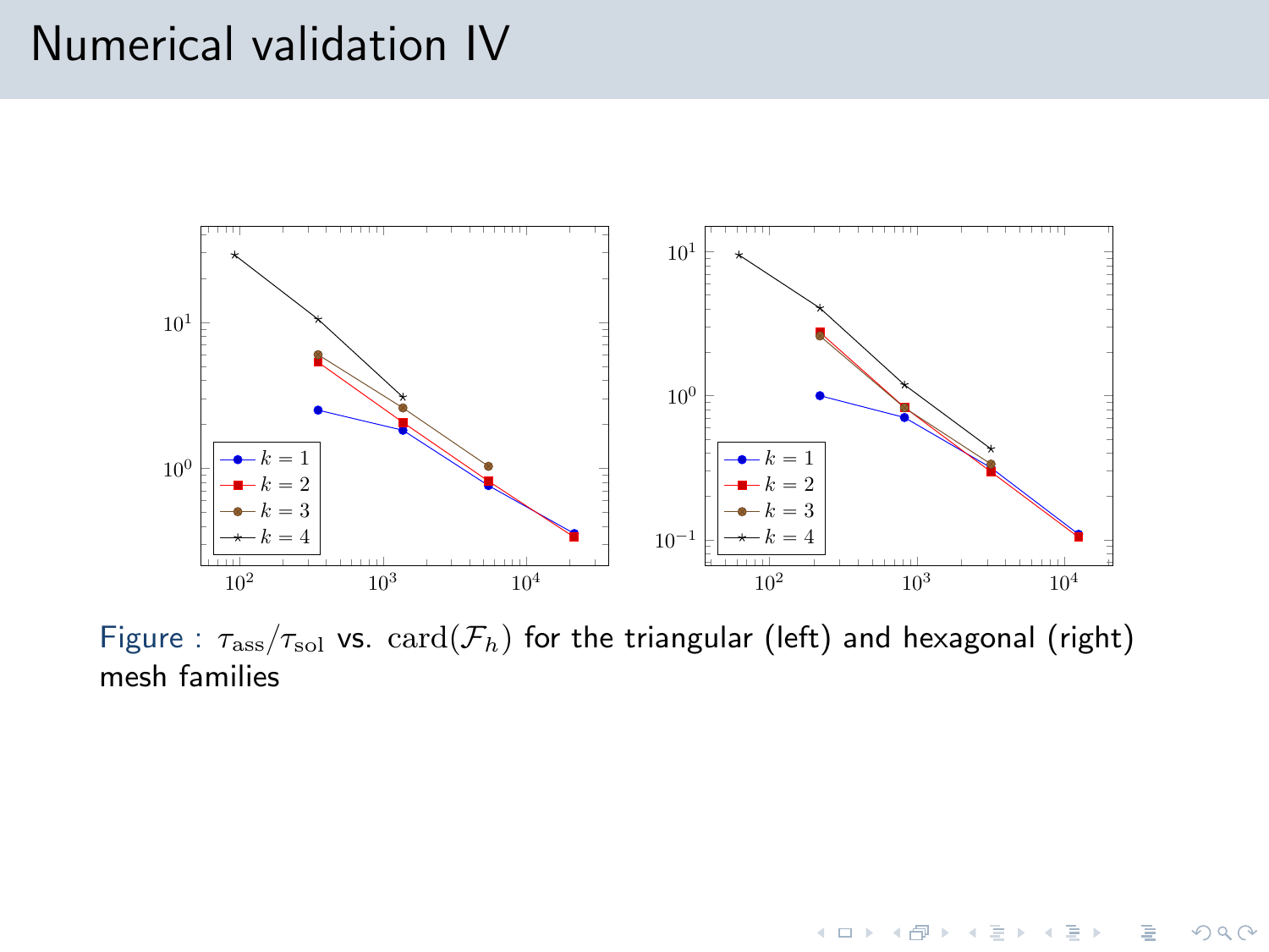# Numerical validation IV

Figure : $\tau_{\text{ass}}/\tau_{\text{sol}}$ vs. $\text{card}(\mathcal{F}_h)$ for the triangular (left) and hexagonal (right) mesh families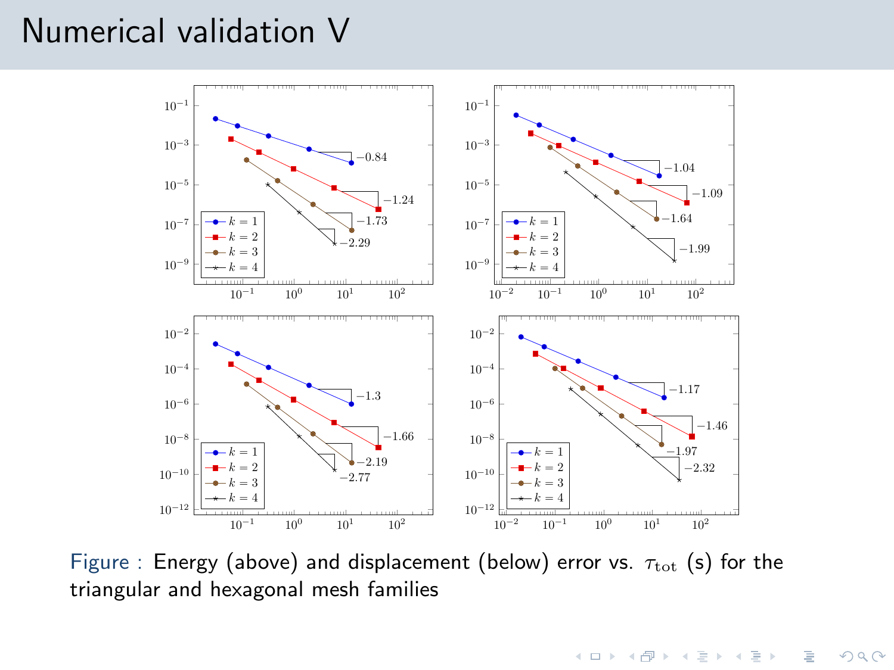# Numerical validation V

Figure : Energy (above) and displacement (below) error vs. $\tau_{\mathrm{tot}}$ (s) for the triangular and hexagonal mesh families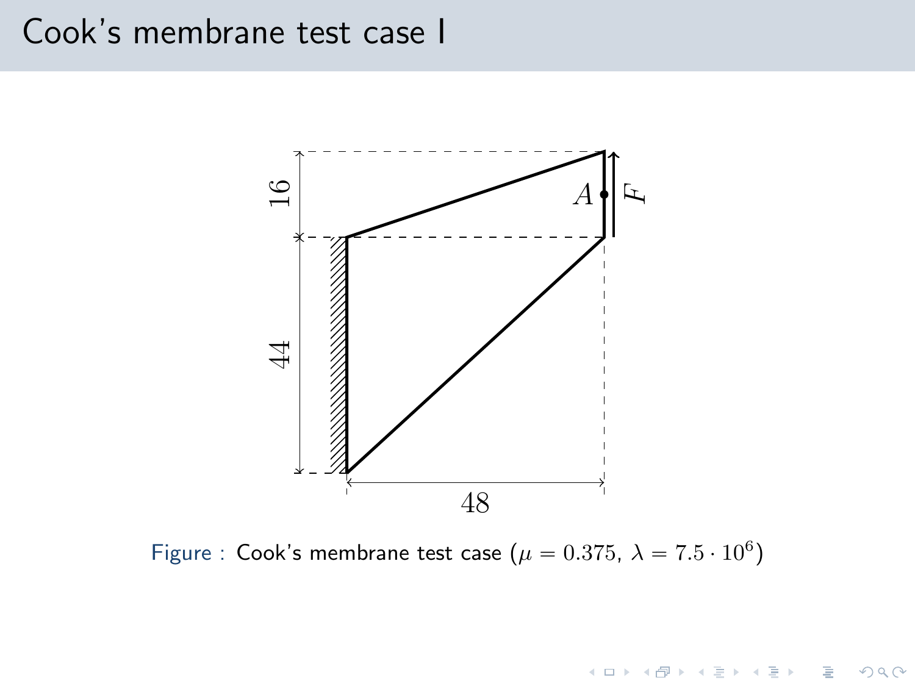# Cook's membrane test case I

Figure : Cook's membrane test case ($\mu = 0.375$, $\lambda = 7.5 \cdot 10^6$)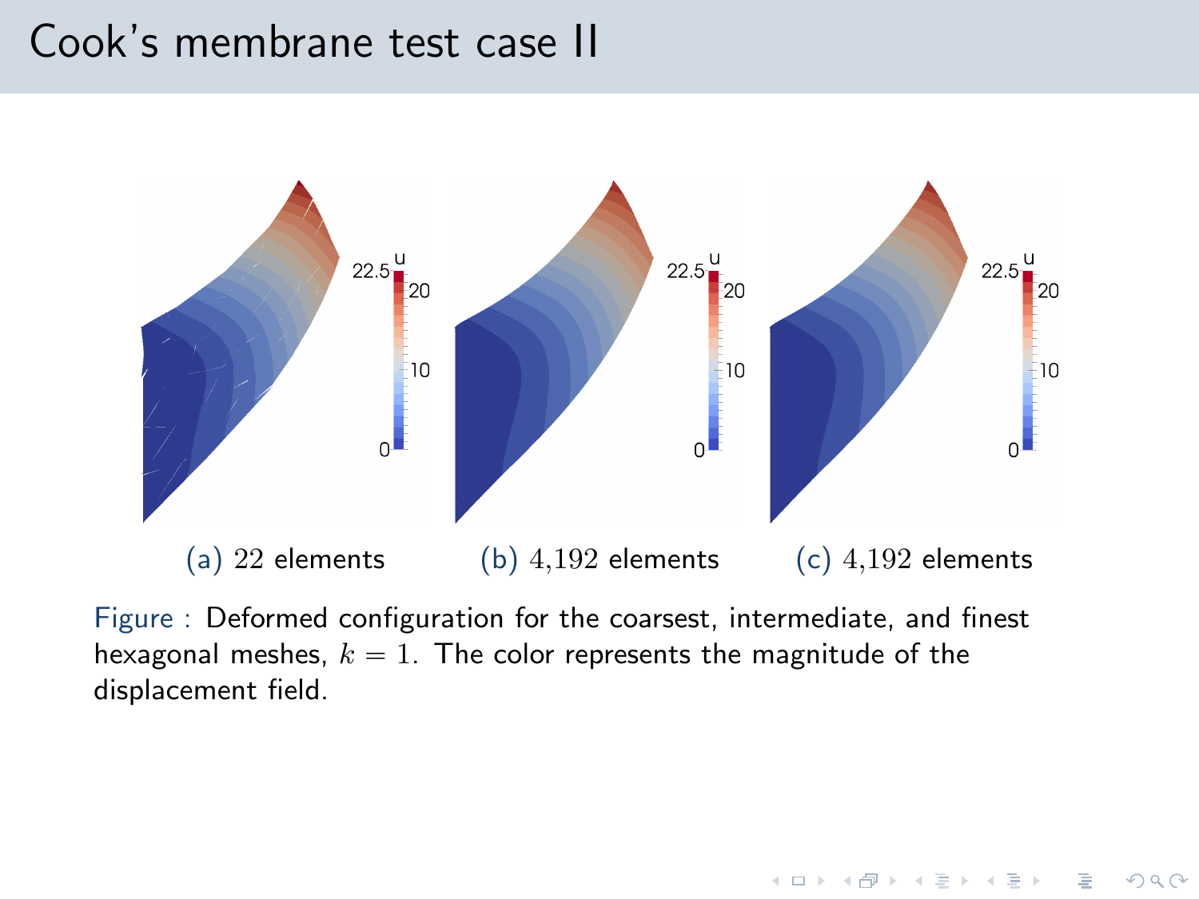# Cook's membrane test case II

(a) $22$ elements

(b) $4{,}192$ elements

(c) $4{,}192$ elements

Figure : Deformed configuration for the coarsest, intermediate, and finest hexagonal meshes, $k = 1$. The color represents the magnitude of the displacement field.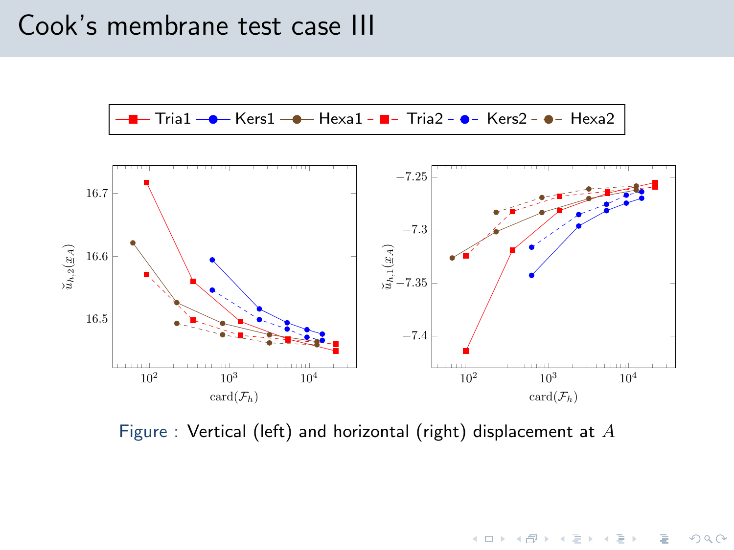# Cook's membrane test case III

Tria1 Kers1 Hexa1 Tria2 Kers2 Hexa2

16.7

16.6

16.5

$10^2$ $10^3$ $10^4$

card($\mathcal{F}_h$)

$\breve{u}_{h,2}(\underline{x}_A)$

−7.25

−7.3

−7.35

−7.4

$10^2$ $10^3$ $10^4$

card($\mathcal{F}_h$)

$\breve{u}_{h,1}(\underline{x}_A)$

Figure : Vertical (left) and horizontal (right) displacement at $A$